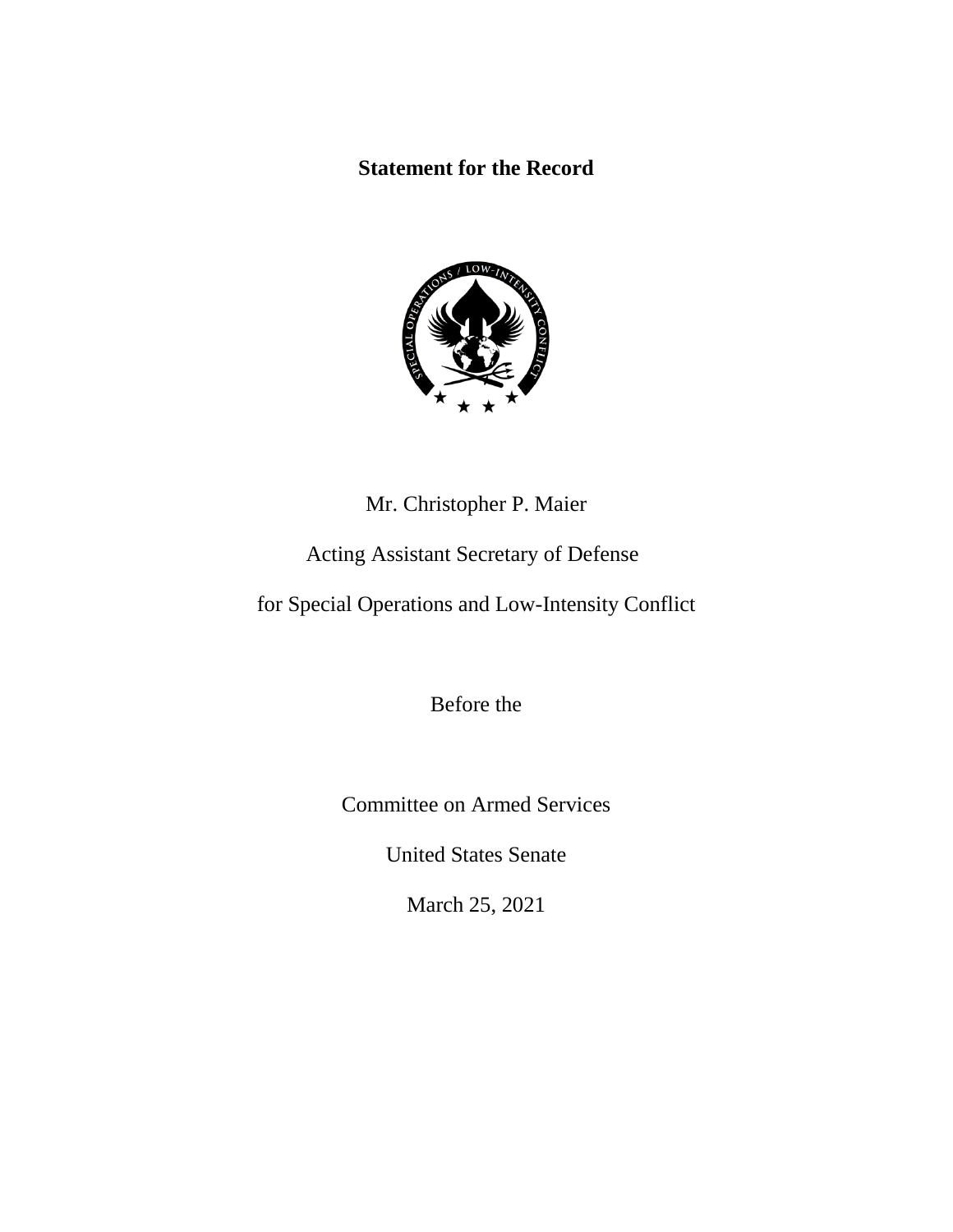**Statement for the Record**

Mr. Christopher P. Maier

Acting Assistant Secretary of Defense

for Special Operations and Low-Intensity Conflict

Before the

Committee on Armed Services

United States Senate

March 25, 2021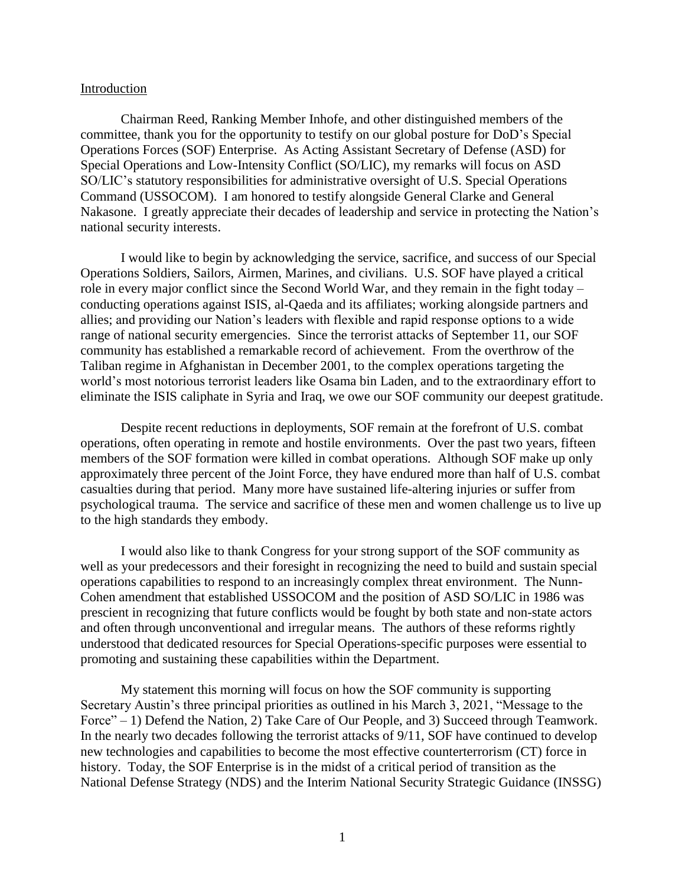Introduction

Chairman Reed, Ranking Member Inhofe, and other distinguished members of the committee, thank you for the opportunity to testify on our global posture for DoD's Special Operations Forces (SOF) Enterprise. As Acting Assistant Secretary of Defense (ASD) for Special Operations and Low-Intensity Conflict (SO/LIC), my remarks will focus on ASD SO/LIC's statutory responsibilities for administrative oversight of U.S. Special Operations Command (USSOCOM). I am honored to testify alongside General Clarke and General Nakasone. I greatly appreciate their decades of leadership and service in protecting the Nation's national security interests.

I would like to begin by acknowledging the service, sacrifice, and success of our Special Operations Soldiers, Sailors, Airmen, Marines, and civilians. U.S. SOF have played a critical role in every major conflict since the Second World War, and they remain in the fight today – conducting operations against ISIS, al-Qaeda and its affiliates; working alongside partners and allies; and providing our Nation's leaders with flexible and rapid response options to a wide range of national security emergencies. Since the terrorist attacks of September 11, our SOF community has established a remarkable record of achievement. From the overthrow of the Taliban regime in Afghanistan in December 2001, to the complex operations targeting the world's most notorious terrorist leaders like Osama bin Laden, and to the extraordinary effort to eliminate the ISIS caliphate in Syria and Iraq, we owe our SOF community our deepest gratitude.

Despite recent reductions in deployments, SOF remain at the forefront of U.S. combat operations, often operating in remote and hostile environments. Over the past two years, fifteen members of the SOF formation were killed in combat operations. Although SOF make up only approximately three percent of the Joint Force, they have endured more than half of U.S. combat casualties during that period. Many more have sustained life-altering injuries or suffer from psychological trauma. The service and sacrifice of these men and women challenge us to live up to the high standards they embody.

I would also like to thank Congress for your strong support of the SOF community as well as your predecessors and their foresight in recognizing the need to build and sustain special operations capabilities to respond to an increasingly complex threat environment. The Nunn-Cohen amendment that established USSOCOM and the position of ASD SO/LIC in 1986 was prescient in recognizing that future conflicts would be fought by both state and non-state actors and often through unconventional and irregular means. The authors of these reforms rightly understood that dedicated resources for Special Operations-specific purposes were essential to promoting and sustaining these capabilities within the Department.

My statement this morning will focus on how the SOF community is supporting Secretary Austin's three principal priorities as outlined in his March 3, 2021, "Message to the Force" – 1) Defend the Nation, 2) Take Care of Our People, and 3) Succeed through Teamwork. In the nearly two decades following the terrorist attacks of 9/11, SOF have continued to develop new technologies and capabilities to become the most effective counterterrorism (CT) force in history. Today, the SOF Enterprise is in the midst of a critical period of transition as the National Defense Strategy (NDS) and the Interim National Security Strategic Guidance (INSSG)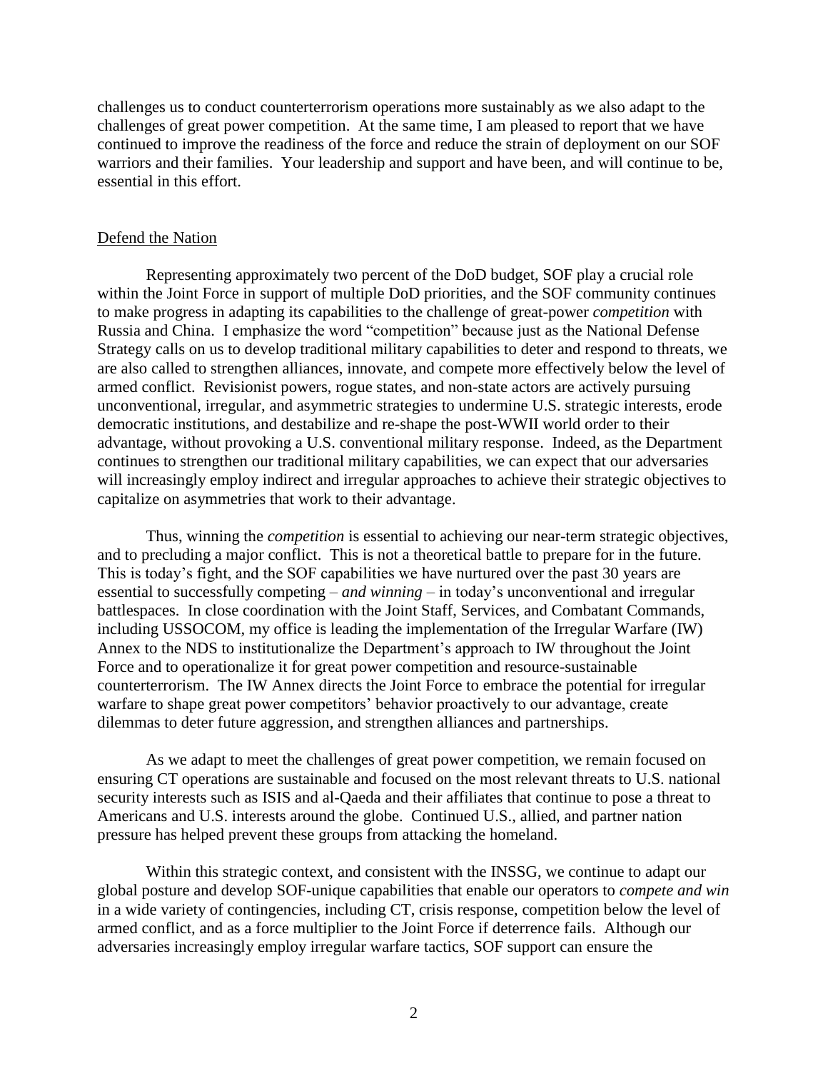challenges us to conduct counterterrorism operations more sustainably as we also adapt to the challenges of great power competition. At the same time, I am pleased to report that we have continued to improve the readiness of the force and reduce the strain of deployment on our SOF warriors and their families. Your leadership and support and have been, and will continue to be, essential in this effort.

## Defend the Nation

Representing approximately two percent of the DoD budget, SOF play a crucial role within the Joint Force in support of multiple DoD priorities, and the SOF community continues to make progress in adapting its capabilities to the challenge of great-power *competition* with Russia and China. I emphasize the word "competition" because just as the National Defense Strategy calls on us to develop traditional military capabilities to deter and respond to threats, we are also called to strengthen alliances, innovate, and compete more effectively below the level of armed conflict. Revisionist powers, rogue states, and non-state actors are actively pursuing unconventional, irregular, and asymmetric strategies to undermine U.S. strategic interests, erode democratic institutions, and destabilize and re-shape the post-WWII world order to their advantage, without provoking a U.S. conventional military response. Indeed, as the Department continues to strengthen our traditional military capabilities, we can expect that our adversaries will increasingly employ indirect and irregular approaches to achieve their strategic objectives to capitalize on asymmetries that work to their advantage.

Thus, winning the *competition* is essential to achieving our near-term strategic objectives, and to precluding a major conflict. This is not a theoretical battle to prepare for in the future. This is today's fight, and the SOF capabilities we have nurtured over the past 30 years are essential to successfully competing – *and winning* – in today's unconventional and irregular battlespaces. In close coordination with the Joint Staff, Services, and Combatant Commands, including USSOCOM, my office is leading the implementation of the Irregular Warfare (IW) Annex to the NDS to institutionalize the Department's approach to IW throughout the Joint Force and to operationalize it for great power competition and resource-sustainable counterterrorism. The IW Annex directs the Joint Force to embrace the potential for irregular warfare to shape great power competitors' behavior proactively to our advantage, create dilemmas to deter future aggression, and strengthen alliances and partnerships.

As we adapt to meet the challenges of great power competition, we remain focused on ensuring CT operations are sustainable and focused on the most relevant threats to U.S. national security interests such as ISIS and al-Qaeda and their affiliates that continue to pose a threat to Americans and U.S. interests around the globe. Continued U.S., allied, and partner nation pressure has helped prevent these groups from attacking the homeland.

Within this strategic context, and consistent with the INSSG, we continue to adapt our global posture and develop SOF-unique capabilities that enable our operators to *compete and win* in a wide variety of contingencies, including CT, crisis response, competition below the level of armed conflict, and as a force multiplier to the Joint Force if deterrence fails. Although our adversaries increasingly employ irregular warfare tactics, SOF support can ensure the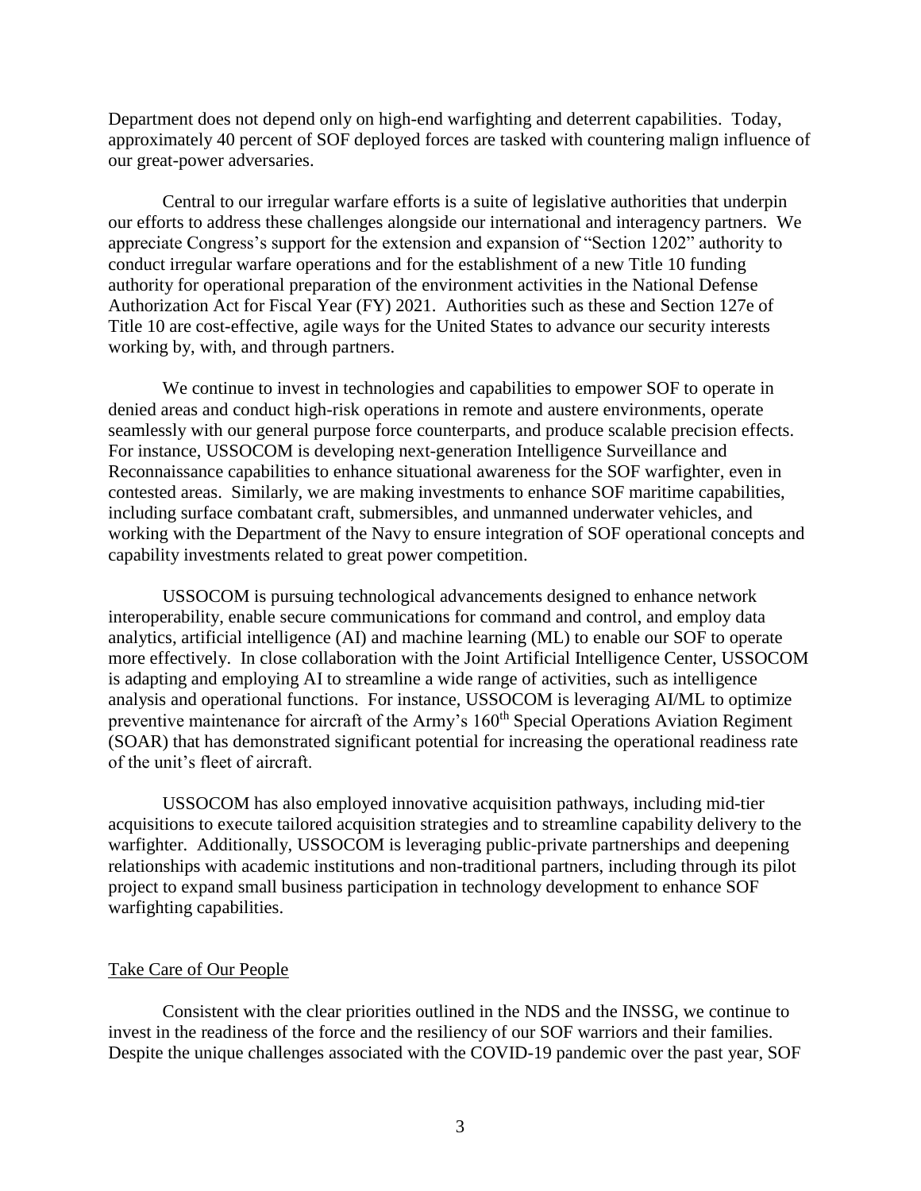Department does not depend only on high-end warfighting and deterrent capabilities. Today, approximately 40 percent of SOF deployed forces are tasked with countering malign influence of our great-power adversaries.

Central to our irregular warfare efforts is a suite of legislative authorities that underpin our efforts to address these challenges alongside our international and interagency partners. We appreciate Congress's support for the extension and expansion of "Section 1202" authority to conduct irregular warfare operations and for the establishment of a new Title 10 funding authority for operational preparation of the environment activities in the National Defense Authorization Act for Fiscal Year (FY) 2021. Authorities such as these and Section 127e of Title 10 are cost-effective, agile ways for the United States to advance our security interests working by, with, and through partners.

We continue to invest in technologies and capabilities to empower SOF to operate in denied areas and conduct high-risk operations in remote and austere environments, operate seamlessly with our general purpose force counterparts, and produce scalable precision effects. For instance, USSOCOM is developing next-generation Intelligence Surveillance and Reconnaissance capabilities to enhance situational awareness for the SOF warfighter, even in contested areas. Similarly, we are making investments to enhance SOF maritime capabilities, including surface combatant craft, submersibles, and unmanned underwater vehicles, and working with the Department of the Navy to ensure integration of SOF operational concepts and capability investments related to great power competition.

USSOCOM is pursuing technological advancements designed to enhance network interoperability, enable secure communications for command and control, and employ data analytics, artificial intelligence (AI) and machine learning (ML) to enable our SOF to operate more effectively. In close collaboration with the Joint Artificial Intelligence Center, USSOCOM is adapting and employing AI to streamline a wide range of activities, such as intelligence analysis and operational functions. For instance, USSOCOM is leveraging AI/ML to optimize preventive maintenance for aircraft of the Army's 160th Special Operations Aviation Regiment (SOAR) that has demonstrated significant potential for increasing the operational readiness rate of the unit's fleet of aircraft.

USSOCOM has also employed innovative acquisition pathways, including mid-tier acquisitions to execute tailored acquisition strategies and to streamline capability delivery to the warfighter. Additionally, USSOCOM is leveraging public-private partnerships and deepening relationships with academic institutions and non-traditional partners, including through its pilot project to expand small business participation in technology development to enhance SOF warfighting capabilities.

## Take Care of Our People

Consistent with the clear priorities outlined in the NDS and the INSSG, we continue to invest in the readiness of the force and the resiliency of our SOF warriors and their families. Despite the unique challenges associated with the COVID-19 pandemic over the past year, SOF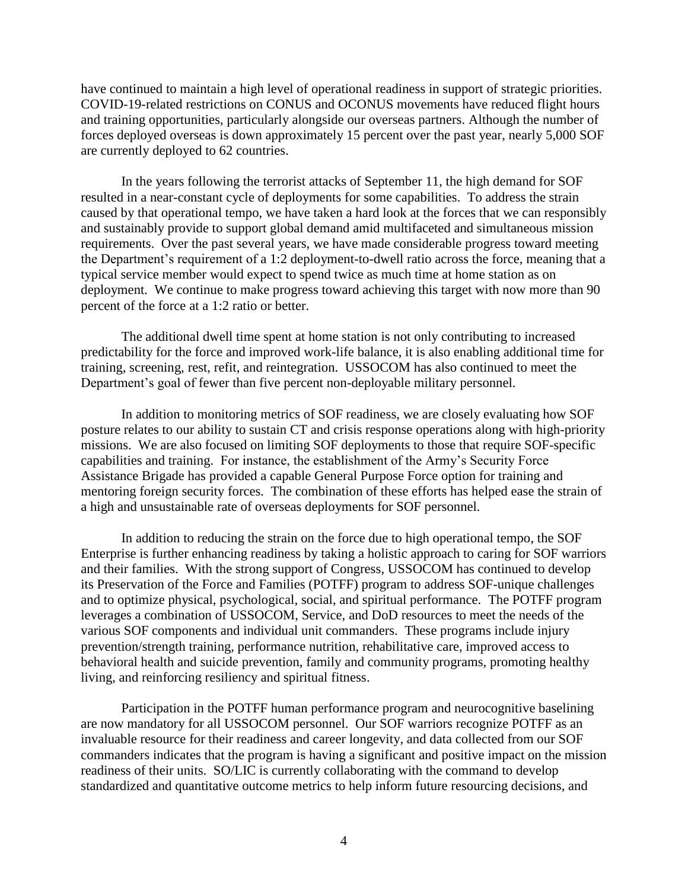have continued to maintain a high level of operational readiness in support of strategic priorities. COVID-19-related restrictions on CONUS and OCONUS movements have reduced flight hours and training opportunities, particularly alongside our overseas partners. Although the number of forces deployed overseas is down approximately 15 percent over the past year, nearly 5,000 SOF are currently deployed to 62 countries.

In the years following the terrorist attacks of September 11, the high demand for SOF resulted in a near-constant cycle of deployments for some capabilities. To address the strain caused by that operational tempo, we have taken a hard look at the forces that we can responsibly and sustainably provide to support global demand amid multifaceted and simultaneous mission requirements. Over the past several years, we have made considerable progress toward meeting the Department's requirement of a 1:2 deployment-to-dwell ratio across the force, meaning that a typical service member would expect to spend twice as much time at home station as on deployment. We continue to make progress toward achieving this target with now more than 90 percent of the force at a 1:2 ratio or better.

The additional dwell time spent at home station is not only contributing to increased predictability for the force and improved work-life balance, it is also enabling additional time for training, screening, rest, refit, and reintegration. USSOCOM has also continued to meet the Department's goal of fewer than five percent non-deployable military personnel.

In addition to monitoring metrics of SOF readiness, we are closely evaluating how SOF posture relates to our ability to sustain CT and crisis response operations along with high-priority missions. We are also focused on limiting SOF deployments to those that require SOF-specific capabilities and training. For instance, the establishment of the Army's Security Force Assistance Brigade has provided a capable General Purpose Force option for training and mentoring foreign security forces. The combination of these efforts has helped ease the strain of a high and unsustainable rate of overseas deployments for SOF personnel.

In addition to reducing the strain on the force due to high operational tempo, the SOF Enterprise is further enhancing readiness by taking a holistic approach to caring for SOF warriors and their families. With the strong support of Congress, USSOCOM has continued to develop its Preservation of the Force and Families (POTFF) program to address SOF-unique challenges and to optimize physical, psychological, social, and spiritual performance. The POTFF program leverages a combination of USSOCOM, Service, and DoD resources to meet the needs of the various SOF components and individual unit commanders. These programs include injury prevention/strength training, performance nutrition, rehabilitative care, improved access to behavioral health and suicide prevention, family and community programs, promoting healthy living, and reinforcing resiliency and spiritual fitness.

Participation in the POTFF human performance program and neurocognitive baselining are now mandatory for all USSOCOM personnel. Our SOF warriors recognize POTFF as an invaluable resource for their readiness and career longevity, and data collected from our SOF commanders indicates that the program is having a significant and positive impact on the mission readiness of their units. SO/LIC is currently collaborating with the command to develop standardized and quantitative outcome metrics to help inform future resourcing decisions, and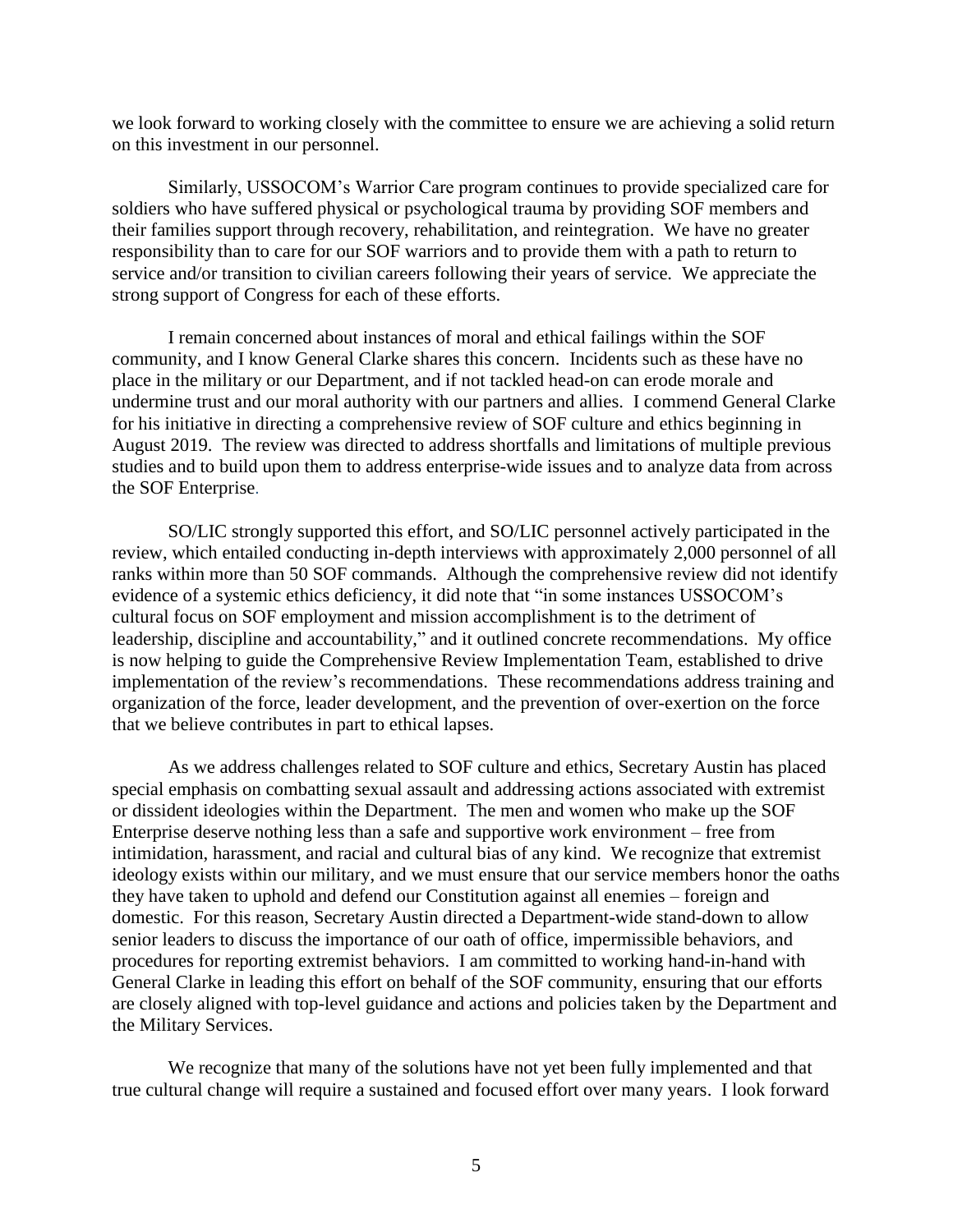we look forward to working closely with the committee to ensure we are achieving a solid return on this investment in our personnel.

Similarly, USSOCOM's Warrior Care program continues to provide specialized care for soldiers who have suffered physical or psychological trauma by providing SOF members and their families support through recovery, rehabilitation, and reintegration. We have no greater responsibility than to care for our SOF warriors and to provide them with a path to return to service and/or transition to civilian careers following their years of service. We appreciate the strong support of Congress for each of these efforts.

I remain concerned about instances of moral and ethical failings within the SOF community, and I know General Clarke shares this concern. Incidents such as these have no place in the military or our Department, and if not tackled head-on can erode morale and undermine trust and our moral authority with our partners and allies. I commend General Clarke for his initiative in directing a comprehensive review of SOF culture and ethics beginning in August 2019. The review was directed to address shortfalls and limitations of multiple previous studies and to build upon them to address enterprise-wide issues and to analyze data from across the SOF Enterprise.

SO/LIC strongly supported this effort, and SO/LIC personnel actively participated in the review, which entailed conducting in-depth interviews with approximately 2,000 personnel of all ranks within more than 50 SOF commands. Although the comprehensive review did not identify evidence of a systemic ethics deficiency, it did note that "in some instances USSOCOM's cultural focus on SOF employment and mission accomplishment is to the detriment of leadership, discipline and accountability," and it outlined concrete recommendations. My office is now helping to guide the Comprehensive Review Implementation Team, established to drive implementation of the review's recommendations. These recommendations address training and organization of the force, leader development, and the prevention of over-exertion on the force that we believe contributes in part to ethical lapses.

As we address challenges related to SOF culture and ethics, Secretary Austin has placed special emphasis on combatting sexual assault and addressing actions associated with extremist or dissident ideologies within the Department. The men and women who make up the SOF Enterprise deserve nothing less than a safe and supportive work environment – free from intimidation, harassment, and racial and cultural bias of any kind. We recognize that extremist ideology exists within our military, and we must ensure that our service members honor the oaths they have taken to uphold and defend our Constitution against all enemies – foreign and domestic. For this reason, Secretary Austin directed a Department-wide stand-down to allow senior leaders to discuss the importance of our oath of office, impermissible behaviors, and procedures for reporting extremist behaviors. I am committed to working hand-in-hand with General Clarke in leading this effort on behalf of the SOF community, ensuring that our efforts are closely aligned with top-level guidance and actions and policies taken by the Department and the Military Services.

We recognize that many of the solutions have not yet been fully implemented and that true cultural change will require a sustained and focused effort over many years. I look forward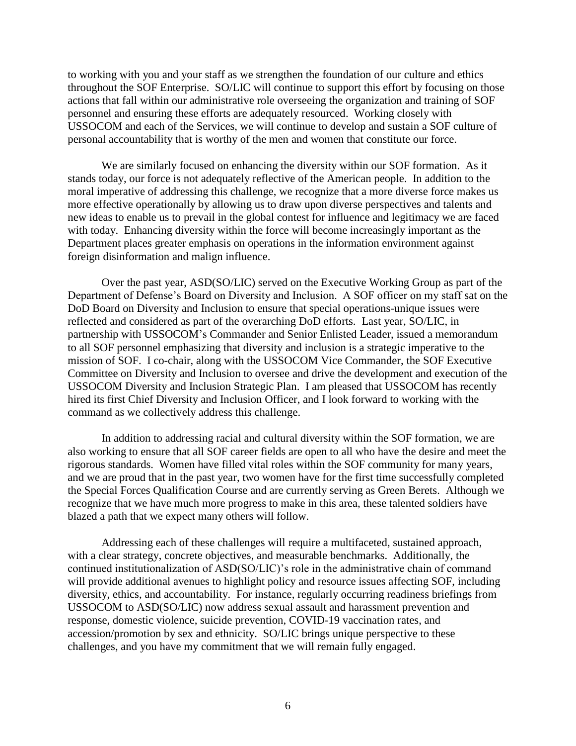to working with you and your staff as we strengthen the foundation of our culture and ethics throughout the SOF Enterprise. SO/LIC will continue to support this effort by focusing on those actions that fall within our administrative role overseeing the organization and training of SOF personnel and ensuring these efforts are adequately resourced. Working closely with USSOCOM and each of the Services, we will continue to develop and sustain a SOF culture of personal accountability that is worthy of the men and women that constitute our force.

We are similarly focused on enhancing the diversity within our SOF formation. As it stands today, our force is not adequately reflective of the American people. In addition to the moral imperative of addressing this challenge, we recognize that a more diverse force makes us more effective operationally by allowing us to draw upon diverse perspectives and talents and new ideas to enable us to prevail in the global contest for influence and legitimacy we are faced with today. Enhancing diversity within the force will become increasingly important as the Department places greater emphasis on operations in the information environment against foreign disinformation and malign influence.

Over the past year, ASD(SO/LIC) served on the Executive Working Group as part of the Department of Defense's Board on Diversity and Inclusion. A SOF officer on my staff sat on the DoD Board on Diversity and Inclusion to ensure that special operations-unique issues were reflected and considered as part of the overarching DoD efforts. Last year, SO/LIC, in partnership with USSOCOM's Commander and Senior Enlisted Leader, issued a memorandum to all SOF personnel emphasizing that diversity and inclusion is a strategic imperative to the mission of SOF. I co-chair, along with the USSOCOM Vice Commander, the SOF Executive Committee on Diversity and Inclusion to oversee and drive the development and execution of the USSOCOM Diversity and Inclusion Strategic Plan. I am pleased that USSOCOM has recently hired its first Chief Diversity and Inclusion Officer, and I look forward to working with the command as we collectively address this challenge.

In addition to addressing racial and cultural diversity within the SOF formation, we are also working to ensure that all SOF career fields are open to all who have the desire and meet the rigorous standards. Women have filled vital roles within the SOF community for many years, and we are proud that in the past year, two women have for the first time successfully completed the Special Forces Qualification Course and are currently serving as Green Berets. Although we recognize that we have much more progress to make in this area, these talented soldiers have blazed a path that we expect many others will follow.

Addressing each of these challenges will require a multifaceted, sustained approach, with a clear strategy, concrete objectives, and measurable benchmarks. Additionally, the continued institutionalization of ASD(SO/LIC)'s role in the administrative chain of command will provide additional avenues to highlight policy and resource issues affecting SOF, including diversity, ethics, and accountability. For instance, regularly occurring readiness briefings from USSOCOM to ASD(SO/LIC) now address sexual assault and harassment prevention and response, domestic violence, suicide prevention, COVID-19 vaccination rates, and accession/promotion by sex and ethnicity. SO/LIC brings unique perspective to these challenges, and you have my commitment that we will remain fully engaged.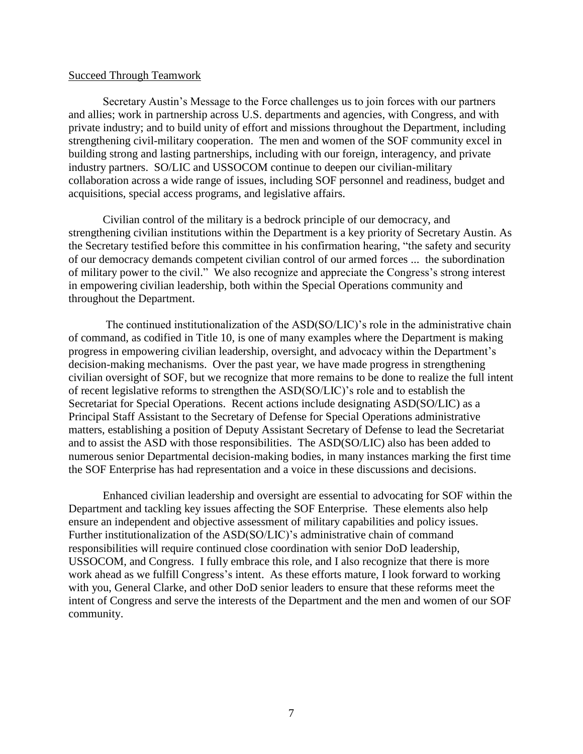Succeed Through Teamwork

Secretary Austin's Message to the Force challenges us to join forces with our partners and allies; work in partnership across U.S. departments and agencies, with Congress, and with private industry; and to build unity of effort and missions throughout the Department, including strengthening civil-military cooperation. The men and women of the SOF community excel in building strong and lasting partnerships, including with our foreign, interagency, and private industry partners. SO/LIC and USSOCOM continue to deepen our civilian-military collaboration across a wide range of issues, including SOF personnel and readiness, budget and acquisitions, special access programs, and legislative affairs.

Civilian control of the military is a bedrock principle of our democracy, and strengthening civilian institutions within the Department is a key priority of Secretary Austin. As the Secretary testified before this committee in his confirmation hearing, "the safety and security of our democracy demands competent civilian control of our armed forces ... the subordination of military power to the civil." We also recognize and appreciate the Congress's strong interest in empowering civilian leadership, both within the Special Operations community and throughout the Department.

The continued institutionalization of the ASD(SO/LIC)'s role in the administrative chain of command, as codified in Title 10, is one of many examples where the Department is making progress in empowering civilian leadership, oversight, and advocacy within the Department's decision-making mechanisms. Over the past year, we have made progress in strengthening civilian oversight of SOF, but we recognize that more remains to be done to realize the full intent of recent legislative reforms to strengthen the ASD(SO/LIC)'s role and to establish the Secretariat for Special Operations. Recent actions include designating ASD(SO/LIC) as a Principal Staff Assistant to the Secretary of Defense for Special Operations administrative matters, establishing a position of Deputy Assistant Secretary of Defense to lead the Secretariat and to assist the ASD with those responsibilities. The ASD(SO/LIC) also has been added to numerous senior Departmental decision-making bodies, in many instances marking the first time the SOF Enterprise has had representation and a voice in these discussions and decisions.

Enhanced civilian leadership and oversight are essential to advocating for SOF within the Department and tackling key issues affecting the SOF Enterprise. These elements also help ensure an independent and objective assessment of military capabilities and policy issues. Further institutionalization of the ASD(SO/LIC)'s administrative chain of command responsibilities will require continued close coordination with senior DoD leadership, USSOCOM, and Congress. I fully embrace this role, and I also recognize that there is more work ahead as we fulfill Congress's intent. As these efforts mature, I look forward to working with you, General Clarke, and other DoD senior leaders to ensure that these reforms meet the intent of Congress and serve the interests of the Department and the men and women of our SOF community.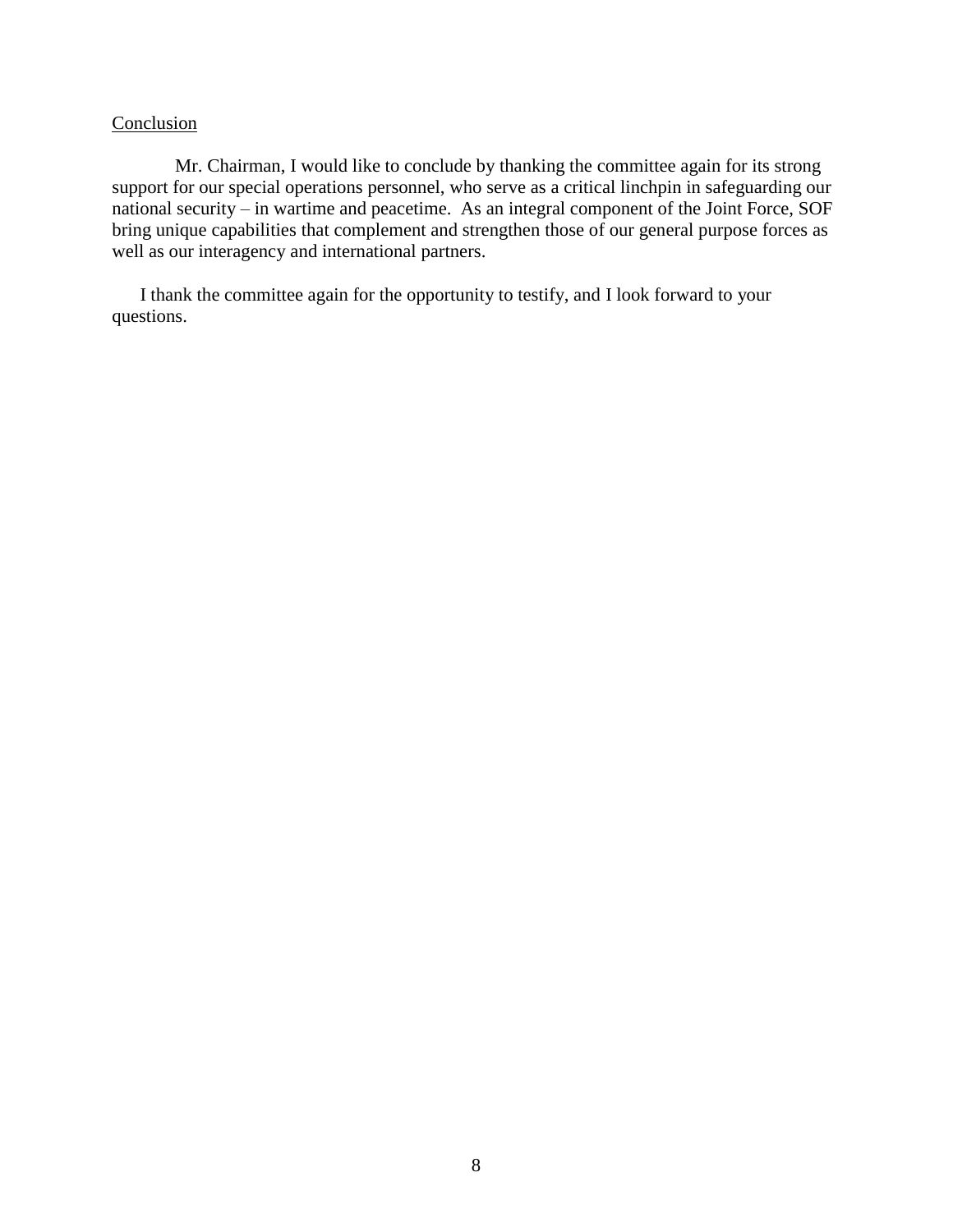## Conclusion

Mr. Chairman, I would like to conclude by thanking the committee again for its strong support for our special operations personnel, who serve as a critical linchpin in safeguarding our national security – in wartime and peacetime. As an integral component of the Joint Force, SOF bring unique capabilities that complement and strengthen those of our general purpose forces as well as our interagency and international partners.

I thank the committee again for the opportunity to testify, and I look forward to your questions.